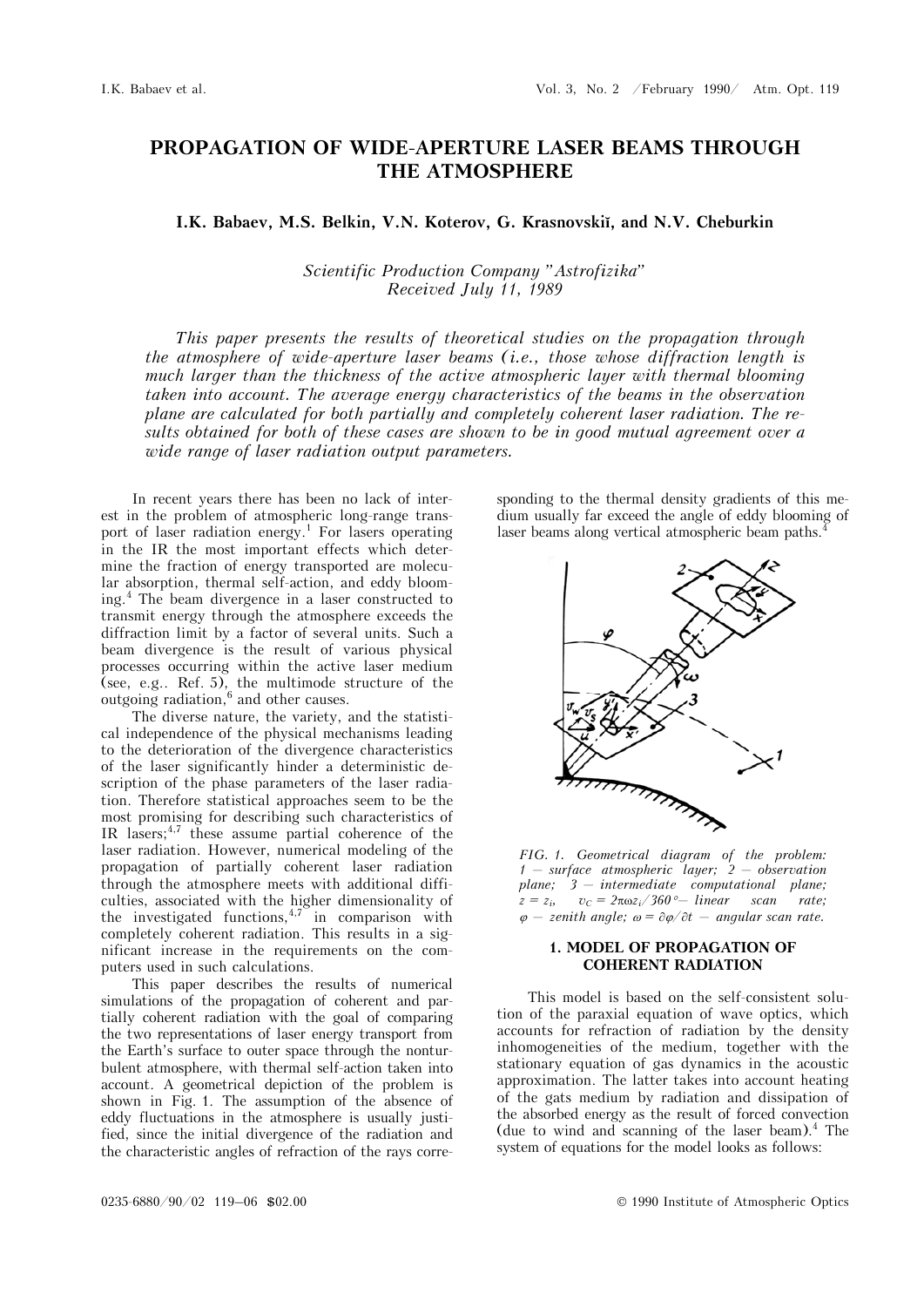# PROPAGATION OF WIDE-APERTURE LASER BEAMS THROUGH THE ATMOSPHERE

**I.K. Babaev, M.S. Belkin, V.N. Koterov, G. Krasnovskiĭ, and N.V. Cheburkin**

*Scientific Production Company "Astrofizika"*
*Received July 11, 1989*

*This paper presents the results of theoretical studies on the propagation through the atmosphere of wide-aperture laser beams (i.e., those whose diffraction length is much larger than the thickness of the active atmospheric layer with thermal blooming taken into account. The average energy characteristics of the beams in the observation plane are calculated for both partially and completely coherent laser radiation. The results obtained for both of these cases are shown to be in good mutual agreement over a wide range of laser radiation output parameters.*

In recent years there has been no lack of interest in the problem of atmospheric long-range transport of laser radiation energy.[1] For lasers operating in the IR the most important effects which determine the fraction of energy transported are molecular absorption, thermal self-action, and eddy blooming.[4] The beam divergence in a laser constructed to transmit energy through the atmosphere exceeds the diffraction limit by a factor of several units. Such a beam divergence is the result of various physical processes occurring within the active laser medium (see, e.g.. Ref. 5), the multimode structure of the outgoing radiation,[6] and other causes.

The diverse nature, the variety, and the statistical independence of the physical mechanisms leading to the deterioration of the divergence characteristics of the laser significantly hinder a deterministic description of the phase parameters of the laser radiation. Therefore statistical approaches seem to be the most promising for describing such characteristics of IR lasers;[4,7] these assume partial coherence of the laser radiation. However, numerical modeling of the propagation of partially coherent laser radiation through the atmosphere meets with additional difficulties, associated with the higher dimensionality of the investigated functions,[4,7] in comparison with completely coherent radiation. This results in a significant increase in the requirements on the computers used in such calculations.

This paper describes the results of numerical simulations of the propagation of coherent and partially coherent radiation with the goal of comparing the two representations of laser energy transport from the Earth's surface to outer space through the nonturbulent atmosphere, with thermal self-action taken into account. A geometrical depiction of the problem is shown in Fig. 1. The assumption of the absence of eddy fluctuations in the atmosphere is usually justified, since the initial divergence of the radiation and the characteristic angles of refraction of the rays corresponding to the thermal density gradients of this medium usually far exceed the angle of eddy blooming of laser beams along vertical atmospheric beam paths.[4]

*FIG. 1. Geometrical diagram of the problem: 1 — surface atmospheric layer; 2 — observation plane; 3 — intermediate computational plane; $z = z_i$, $v_C = 2\pi\omega z_i/360°$ — linear scan rate; $\varphi$ — zenith angle; $\omega = \partial\varphi/\partial t$ — angular scan rate.*

## 1. MODEL OF PROPAGATION OF COHERENT RADIATION

This model is based on the self-consistent solution of the paraxial equation of wave optics, which accounts for refraction of radiation by the density inhomogeneities of the medium, together with the stationary equation of gas dynamics in the acoustic approximation. The latter takes into account heating of the gats medium by radiation and dissipation of the absorbed energy as the result of forced convection (due to wind and scanning of the laser beam).[4] The system of equations for the model looks as follows: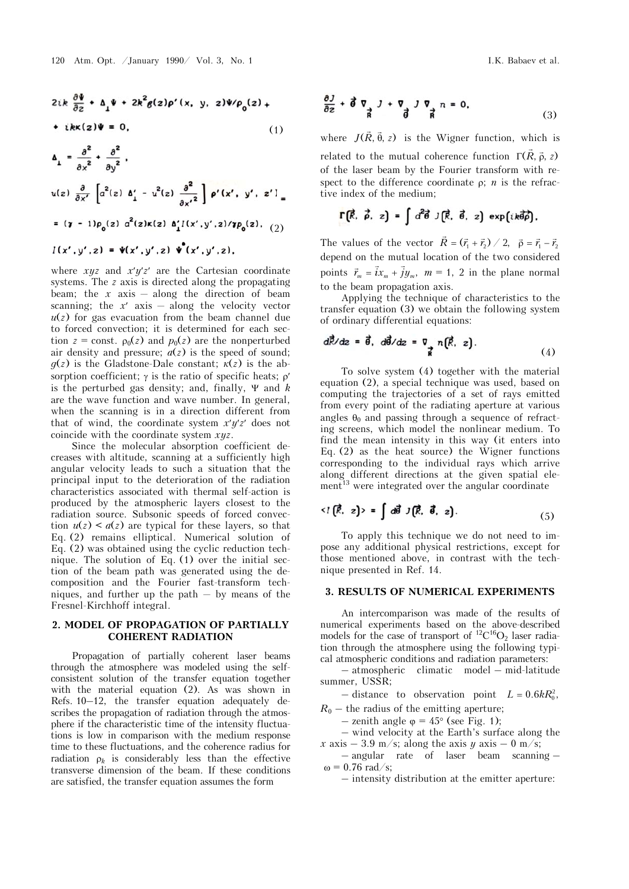$$2ik\frac{\partial\Psi}{\partial z} + \Delta_{\perp}\Psi + 2k^2 g(z)\rho'(x,\ y,\ z)\Psi/\rho_0(z) + ik\kappa(z)\Psi = 0, \tag{1}$$

$$\Delta_{\perp} = \frac{\partial^2}{\partial x^2} + \frac{\partial^2}{\partial y^2},$$

$$u(z)\frac{\partial}{\partial x'}\left[a^2(z)\,\Delta'_{\perp} - u^2(z)\frac{\partial^2}{\partial x'^2}\right]\rho'(x',\ y',\ z') = (\gamma - 1)\rho_0(z)\,a^2(z)\kappa(z)\,\Delta'_{\perp} I(x',y',z)/\gamma p_0(z), \tag{2}$$

$$I(x',y',z) = \Psi(x',y',z)\,\Psi^{*}(x',y',z),$$

where $xyz$ and $x'y'z'$ are the Cartesian coordinate systems. The $z$ axis is directed along the propagating beam; the $x$ axis – along the direction of beam scanning; the $x'$ axis – along the velocity vector $u(z)$ for gas evacuation from the beam channel due to forced convection; it is determined for each section $z$ = const. $\rho_0(z)$ and $p_0(z)$ are the nonperturbed air density and pressure; $a(z)$ is the speed of sound; $g(z)$ is the Gladstone-Dale constant; $\kappa(z)$ is the absorption coefficient; $\gamma$ is the ratio of specific heats; $\rho'$ is the perturbed gas density; and, finally, $\Psi$ and $k$ are the wave function and wave number. In general, when the scanning is in a direction different from that of wind, the coordinate system $x'y'z'$ does not coincide with the coordinate system $xyz$.

Since the molecular absorption coefficient decreases with altitude, scanning at a sufficiently high angular velocity leads to such a situation that the principal input to the deterioration of the radiation characteristics associated with thermal self-action is produced by the atmospheric layers closest to the radiation source. Subsonic speeds of forced convection $u(z) < a(z)$ are typical for these layers, so that Eq. (2) remains elliptical. Numerical solution of Eq. (2) was obtained using the cyclic reduction technique. The solution of Eq. (1) over the initial section of the beam path was generated using the decomposition and the Fourier fast-transform techniques, and further up the path – by means of the Fresnel-Kirchhoff integral.

## 2. MODEL OF PROPAGATION OF PARTIALLY COHERENT RADIATION

Propagation of partially coherent laser beams through the atmosphere was modeled using the self-consistent solution of the transfer equation together with the material equation (2). As was shown in Refs. 10–12, the transfer equation adequately describes the propagation of radiation through the atmosphere if the characteristic time of the intensity fluctuations is low in comparison with the medium response time to these fluctuations, and the coherence radius for radiation $\rho_k$ is considerably less than the effective transverse dimension of the beam. If these conditions are satisfied, the transfer equation assumes the form

$$\frac{\partial J}{\partial z} + \vec{\theta}\,\nabla_{\vec{R}}\,J + \nabla_{\vec{\theta}}\,J\,\nabla_{\vec{R}}\,n = 0, \tag{3}$$

where $J(\vec{R}, \vec{\theta}, z)$ is the Wigner function, which is related to the mutual coherence function $\Gamma(\vec{R}, \vec{\rho}, z)$ of the laser beam by the Fourier transform with respect to the difference coordinate $\rho$; $n$ is the refractive index of the medium;

$$\Gamma(\vec{R},\ \vec{\rho},\ z) = \int d^2\vec{\theta}\ J(\vec{R},\ \vec{\theta},\ z)\ \exp(ik\vec{\theta}\vec{\rho}).$$

The values of the vector $\vec{R} = (\vec{r}_1 + \vec{r}_2)/2$, $\vec{\rho} = \vec{r}_1 - \vec{r}_2$ depend on the mutual location of the two considered points $\vec{r}_m = \vec{i}x_m + \vec{j}y_m$, $m = 1, 2$ in the plane normal to the beam propagation axis.

Applying the technique of characteristics to the transfer equation (3) we obtain the following system of ordinary differential equations:

$$d\vec{R}/dz = \vec{\theta},\quad d\vec{\theta}/dz = \nabla_{\vec{R}}\,n(\vec{R},\ z). \tag{4}$$

To solve system (4) together with the material equation (2), a special technique was used, based on computing the trajectories of a set of rays emitted from every point of the radiating aperture at various angles $\theta_0$ and passing through a sequence of refracting screens, which model the nonlinear medium. To find the mean intensity in this way (it enters into Eq. (2) as the heat source) the Wigner functions corresponding to the individual rays which arrive along different directions at the given spatial element[13] were integrated over the angular coordinate

$$\langle I(\vec{R},\ z)\rangle = \int d\vec{\theta}\ J(\vec{R},\ \vec{\theta},\ z). \tag{5}$$

To apply this technique we do not need to impose any additional physical restrictions, except for those mentioned above, in contrast with the technique presented in Ref. 14.

## 3. RESULTS OF NUMERICAL EXPERIMENTS

An intercomparison was made of the results of numerical experiments based on the above-described models for the case of transport of $^{12}C^{16}O_2$ laser radiation through the atmosphere using the following typical atmospheric conditions and radiation parameters:

– atmospheric climatic model – mid-latitude summer, USSR;

– distance to observation point $L = 0.6kR_0^2$, $R_0$ – the radius of the emitting aperture;

– zenith angle $\varphi = 45°$ (see Fig. 1);

– wind velocity at the Earth's surface along the $x$ axis – 3.9 m/s; along the axis $y$ axis – 0 m/s;

– angular rate of laser beam scanning – $\omega = 0.76$ rad/s;

– intensity distribution at the emitter aperture: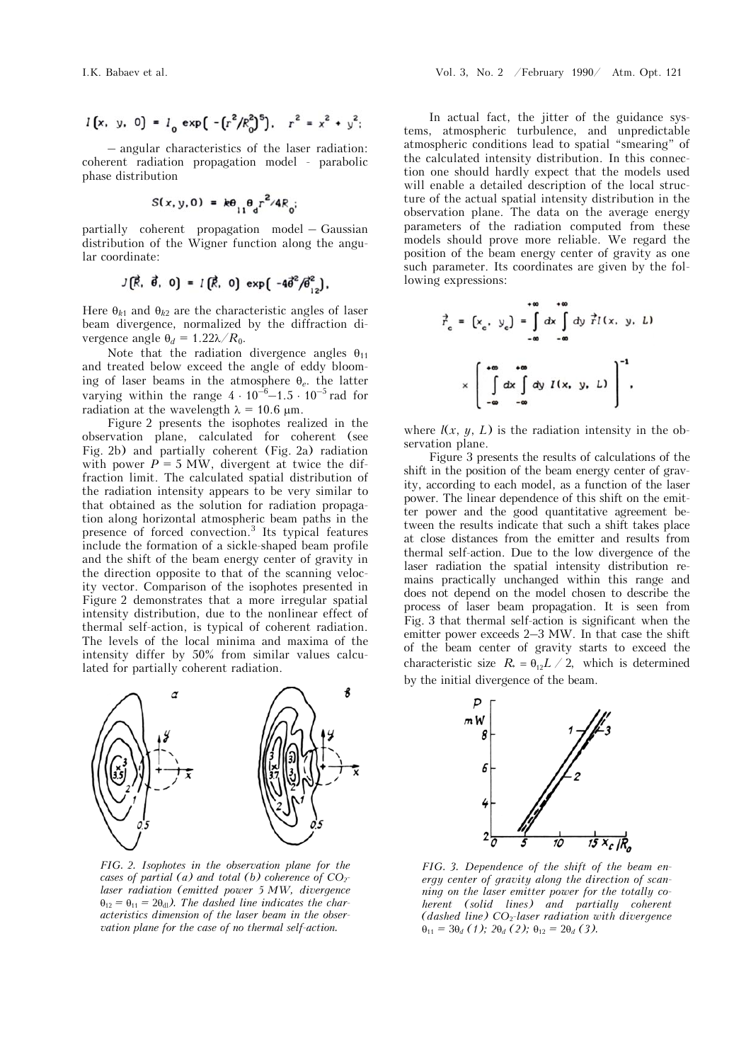$$I(x, y, 0) = I_0 \exp\left(-(r^2/R_0^2)^5\right), \quad r^2 = x^2 + y^2;$$

– angular characteristics of the laser radiation: coherent radiation propagation model - parabolic phase distribution

$$S(x,y,0) = k\theta_{11}\theta_d r^2/4R_0;$$

partially coherent propagation model – Gaussian distribution of the Wigner function along the angular coordinate:

$$J(\vec{R}, \vec{\theta}, 0) = I(\vec{R}, 0) \exp\left(-4\vec{\theta}^2/\theta_{12}^2\right).$$

Here $\theta_{k1}$ and $\theta_{k2}$ are the characteristic angles of laser beam divergence, normalized by the diffraction divergence angle $\theta_d = 1.22\lambda/R_0$.

Note that the radiation divergence angles $\theta_{11}$ and treated below exceed the angle of eddy blooming of laser beams in the atmosphere $\theta_e$. the latter varying within the range $4 \cdot 10^{-6}$–$1.5 \cdot 10^{-5}$ rad for radiation at the wavelength $\lambda = 10.6$ μm.

Figure 2 presents the isophotes realized in the observation plane, calculated for coherent (see Fig. 2b) and partially coherent (Fig. 2a) radiation with power $P = 5$ MW, divergent at twice the diffraction limit. The calculated spatial distribution of the radiation intensity appears to be very similar to that obtained as the solution for radiation propagation along horizontal atmospheric beam paths in the presence of forced convection.[3] Its typical features include the formation of a sickle-shaped beam profile and the shift of the beam energy center of gravity in the direction opposite to that of the scanning velocity vector. Comparison of the isophotes presented in Figure 2 demonstrates that a more irregular spatial intensity distribution, due to the nonlinear effect of thermal self-action, is typical of coherent radiation. The levels of the local minima and maxima of the intensity differ by 50% from similar values calculated for partially coherent radiation.

*FIG. 2. Isophotes in the observation plane for the cases of partial (a) and total (b) coherence of $CO_2$-laser radiation (emitted power 5 MW, divergence $\theta_{12} = \theta_{11} = 2\theta_{d1}$). The dashed line indicates the characteristics dimension of the laser beam in the observation plane for the case of no thermal self-action.*

In actual fact, the jitter of the guidance systems, atmospheric turbulence, and unpredictable atmospheric conditions lead to spatial "smearing" of the calculated intensity distribution. In this connection one should hardly expect that the models used will enable a detailed description of the local structure of the actual spatial intensity distribution in the observation plane. The data on the average energy parameters of the radiation computed from these models should prove more reliable. We regard the position of the beam energy center of gravity as one such parameter. Its coordinates are given by the following expressions:

$$\vec{r}_c = (x_c, y_c) = \int_{-\infty}^{+\infty} dx \int_{-\infty}^{+\infty} dy \, \vec{r} I(x, y, L) \times \left[ \int_{-\infty}^{+\infty} dx \int_{-\infty}^{+\infty} dy \, I(x, y, L) \right]^{-1},$$

where $I(x, y, L)$ is the radiation intensity in the observation plane.

Figure 3 presents the results of calculations of the shift in the position of the beam energy center of gravity, according to each model, as a function of the laser power. The linear dependence of this shift on the emitter power and the good quantitative agreement between the results indicate that such a shift takes place at close distances from the emitter and results from thermal self-action. Due to the low divergence of the laser radiation the spatial intensity distribution remains practically unchanged within this range and does not depend on the model chosen to describe the process of laser beam propagation. It is seen from Fig. 3 that thermal self-action is significant when the emitter power exceeds 2–3 MW. In that case the shift of the beam center of gravity starts to exceed the characteristic size $R_* = \theta_{12}L/2$, which is determined by the initial divergence of the beam.

*FIG. 3. Dependence of the shift of the beam energy center of gravity along the direction of scanning on the laser emitter power for the totally coherent (solid lines) and partially coherent (dashed line) $CO_2$-laser radiation with divergence $\theta_{11} = 3\theta_d$ (1); $2\theta_d$ (2); $\theta_{12} = 2\theta_d$ (3).*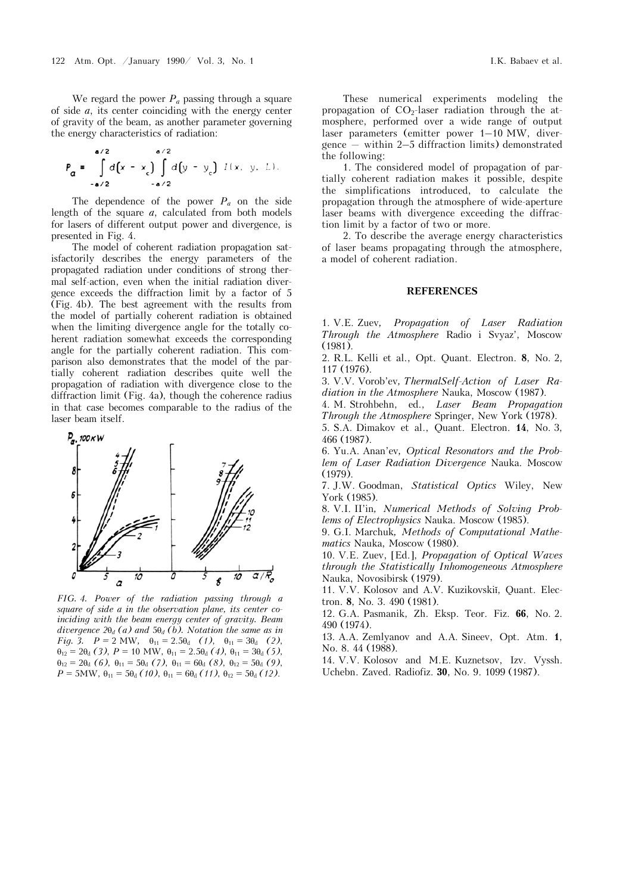We regard the power $P_a$ passing through a square of side $a$, its center coinciding with the energy center of gravity of the beam, as another parameter governing the energy characteristics of radiation:

$$P_a = \int_{-a/2}^{a/2} d\left(x - x_c\right) \int_{-a/2}^{a/2} d\left(y - y_c\right) I(x, y, L).$$

The dependence of the power $P_a$ on the side length of the square $a$, calculated from both models for lasers of different output power and divergence, is presented in Fig. 4.

The model of coherent radiation propagation satisfactorily describes the energy parameters of the propagated radiation under conditions of strong thermal self-action, even when the initial radiation divergence exceeds the diffraction limit by a factor of 5 (Fig. 4b). The best agreement with the results from the model of partially coherent radiation is obtained when the limiting divergence angle for the totally coherent radiation somewhat exceeds the corresponding angle for the partially coherent radiation. This comparison also demonstrates that the model of the partially coherent radiation describes quite well the propagation of radiation with divergence close to the diffraction limit (Fig. 4a), though the coherence radius in that case becomes comparable to the radius of the laser beam itself.

$P_a$, 100 kW

8
6
4
2
0
5
10
0
5
10
$a/R_0$
a
b
1 2 3 4 5 6 7 8 9 10 11 12

*FIG. 4. Power of the radiation passing through a square of side a in the observation plane, its center coinciding with the beam energy center of gravity. Beam divergence $2\theta_d$ (a) and $5\theta_d$ (b). Notation the same as in Fig. 3. $P = 2$ MW, $\theta_{11} = 2.5\theta_d$ (1), $\theta_{11} = 3\theta_d$ (2), $\theta_{12} = 2\theta_d$ (3), $P = 10$ MW, $\theta_{11} = 2.5\theta_d$ (4), $\theta_{11} = 3\theta_d$ (5), $\theta_{12} = 2\theta_d$ (6), $\theta_{11} = 5\theta_d$ (7), $\theta_{11} = 6\theta_d$ (8), $\theta_{12} = 5\theta_d$ (9), $P = 5$MW, $\theta_{11} = 5\theta_d$ (10), $\theta_{11} = 6\theta_d$ (11), $\theta_{12} = 5\theta_d$ (12).*

These numerical experiments modeling the propagation of $CO_2$-laser radiation through the atmosphere, performed over a wide range of output laser parameters (emitter power 1–10 MW, divergence – within 2–5 diffraction limits) demonstrated the following:

1. The considered model of propagation of partially coherent radiation makes it possible, despite the simplifications introduced, to calculate the propagation through the atmosphere of wide-aperture laser beams with divergence exceeding the diffraction limit by a factor of two or more.

2. To describe the average energy characteristics of laser beams propagating through the atmosphere, a model of coherent radiation.

## REFERENCES

1. V.E. Zuev, *Propagation of Laser Radiation Through the Atmosphere* Radio i Svyaz', Moscow (1981).
2. R.L. Kelli et al., Opt. Quant. Electron. **8**, No. 2, 117 (1976).
3. V.V. Vorob'ev, *ThermalSelf-Action of Laser Radiation in the Atmosphere* Nauka, Moscow (1987).
4. M. Strohbehn, ed., *Laser Beam Propagation Through the Atmosphere* Springer, New York (1978).
5. S.A. Dimakov et al., Quant. Electron. **14**, No. 3, 466 (1987).
6. Yu.A. Anan'ev, *Optical Resonators and the Problem of Laser Radiation Divergence* Nauka. Moscow (1979).
7. J.W. Goodman, *Statistical Optics* Wiley, New York (1985).
8. V.I. Il'in, *Numerical Methods of Solving Problems of Electrophysics* Nauka. Moscow (1985).
9. G.I. Marchuk, *Methods of Computational Mathematics* Nauka, Moscow (1980).
10. V.E. Zuev, [Ed.], *Propagation of Optical Waves through the Statistically Inhomogeneous Atmosphere* Nauka, Novosibirsk (1979).
11. V.V. Kolosov and A.V. Kuzikovskiĭ, Quant. Electron. **8**, No. 3. 490 (1981).
12. G.A. Pasmanik, Zh. Eksp. Teor. Fiz. **66**, No. 2. 490 (1974).
13. A.A. Zemlyanov and A.A. Sineev, Opt. Atm. **1**, No. 8. 44 (1988).
14. V.V. Kolosov and M.E. Kuznetsov, Izv. Vyssh. Uchebn. Zaved. Radiofiz. **30**, No. 9. 1099 (1987).